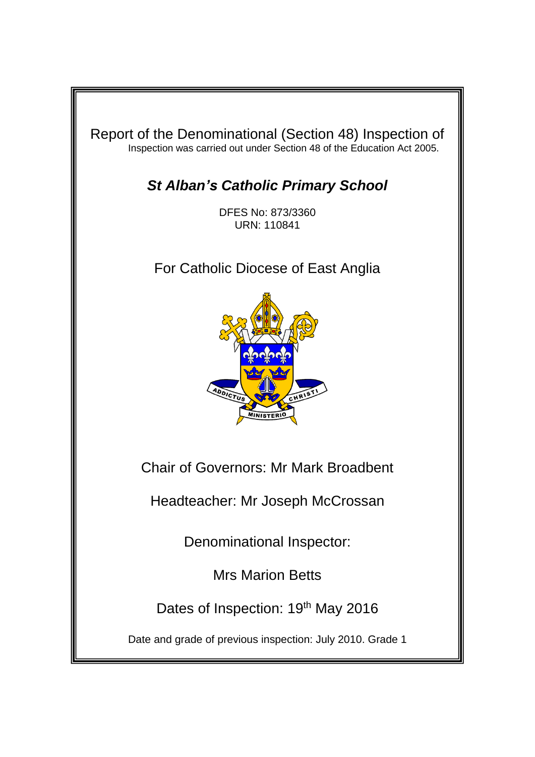Report of the Denominational (Section 48) Inspection of

Inspection was carried out under Section 48 of the Education Act 2005.

# *St Alban's Catholic Primary School*

DFES No: 873/3360

URN: 110841

For Catholic Diocese of East Anglia

Chair of Governors: Mr Mark Broadbent

Headteacher: Mr Joseph McCrossan

Denominational Inspector:

Mrs Marion Betts

Dates of Inspection: 19th May 2016

Date and grade of previous inspection: July 2010. Grade 1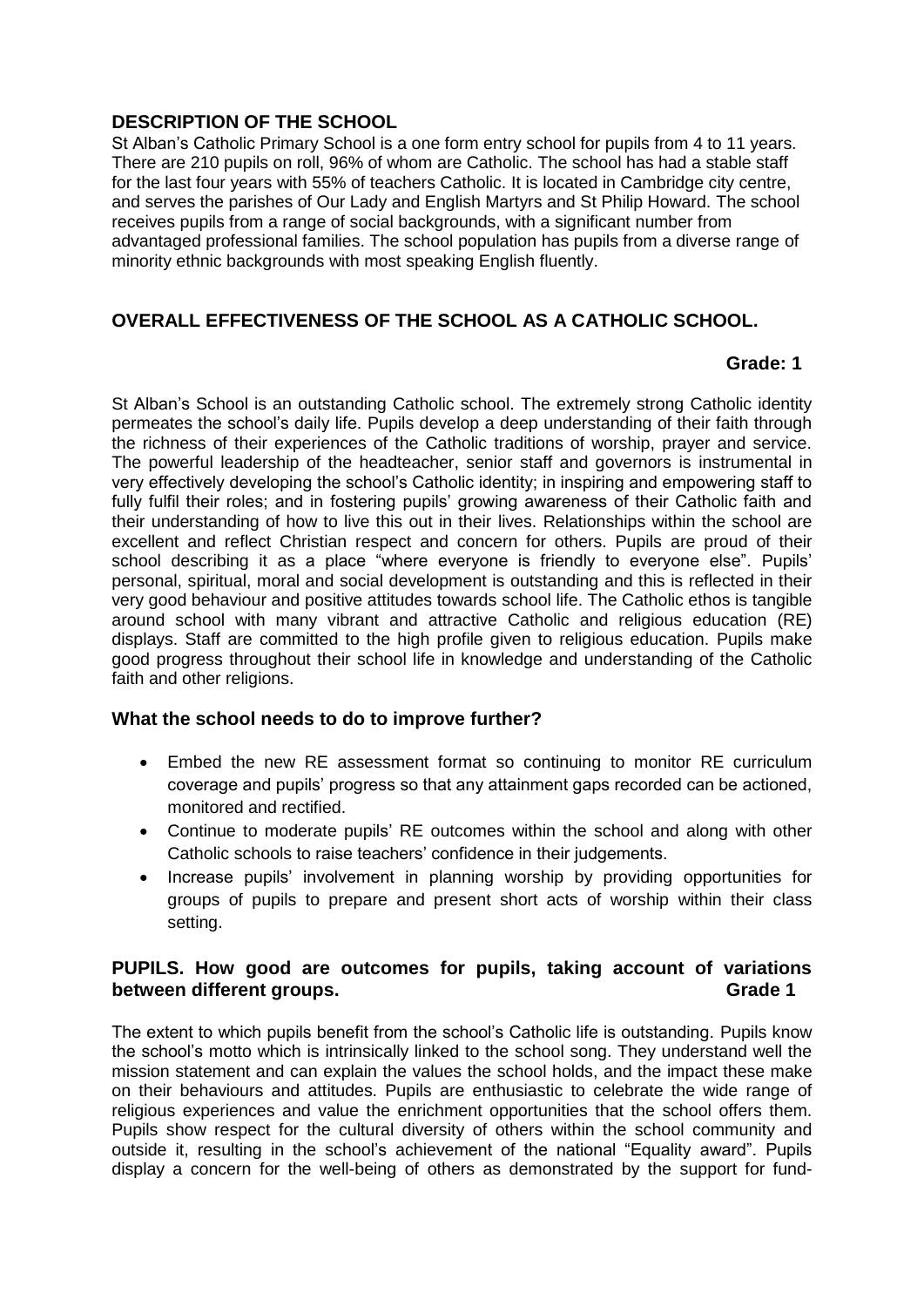## DESCRIPTION OF THE SCHOOL

St Alban's Catholic Primary School is a one form entry school for pupils from 4 to 11 years. There are 210 pupils on roll, 96% of whom are Catholic. The school has had a stable staff for the last four years with 55% of teachers Catholic. It is located in Cambridge city centre, and serves the parishes of Our Lady and English Martyrs and St Philip Howard. The school receives pupils from a range of social backgrounds, with a significant number from advantaged professional families. The school population has pupils from a diverse range of minority ethnic backgrounds with most speaking English fluently.

## OVERALL EFFECTIVENESS OF THE SCHOOL AS A CATHOLIC SCHOOL.

**Grade: 1**

St Alban's School is an outstanding Catholic school. The extremely strong Catholic identity permeates the school's daily life. Pupils develop a deep understanding of their faith through the richness of their experiences of the Catholic traditions of worship, prayer and service. The powerful leadership of the headteacher, senior staff and governors is instrumental in very effectively developing the school's Catholic identity; in inspiring and empowering staff to fully fulfil their roles; and in fostering pupils' growing awareness of their Catholic faith and their understanding of how to live this out in their lives. Relationships within the school are excellent and reflect Christian respect and concern for others. Pupils are proud of their school describing it as a place "where everyone is friendly to everyone else". Pupils' personal, spiritual, moral and social development is outstanding and this is reflected in their very good behaviour and positive attitudes towards school life. The Catholic ethos is tangible around school with many vibrant and attractive Catholic and religious education (RE) displays. Staff are committed to the high profile given to religious education. Pupils make good progress throughout their school life in knowledge and understanding of the Catholic faith and other religions.

### What the school needs to do to improve further?

- Embed the new RE assessment format so continuing to monitor RE curriculum coverage and pupils' progress so that any attainment gaps recorded can be actioned, monitored and rectified.
- Continue to moderate pupils' RE outcomes within the school and along with other Catholic schools to raise teachers' confidence in their judgements.
- Increase pupils' involvement in planning worship by providing opportunities for groups of pupils to prepare and present short acts of worship within their class setting.

## PUPILS. How good are outcomes for pupils, taking account of variations between different groups. Grade 1

The extent to which pupils benefit from the school's Catholic life is outstanding. Pupils know the school's motto which is intrinsically linked to the school song. They understand well the mission statement and can explain the values the school holds, and the impact these make on their behaviours and attitudes. Pupils are enthusiastic to celebrate the wide range of religious experiences and value the enrichment opportunities that the school offers them. Pupils show respect for the cultural diversity of others within the school community and outside it, resulting in the school's achievement of the national "Equality award". Pupils display a concern for the well-being of others as demonstrated by the support for fund-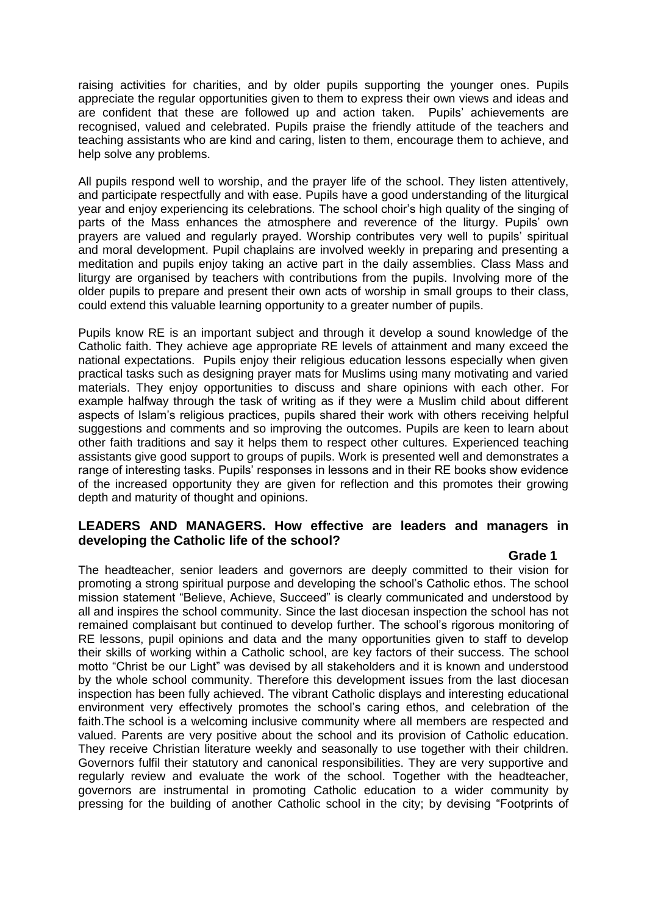raising activities for charities, and by older pupils supporting the younger ones. Pupils appreciate the regular opportunities given to them to express their own views and ideas and are confident that these are followed up and action taken. Pupils' achievements are recognised, valued and celebrated. Pupils praise the friendly attitude of the teachers and teaching assistants who are kind and caring, listen to them, encourage them to achieve, and help solve any problems.

All pupils respond well to worship, and the prayer life of the school. They listen attentively, and participate respectfully and with ease. Pupils have a good understanding of the liturgical year and enjoy experiencing its celebrations. The school choir's high quality of the singing of parts of the Mass enhances the atmosphere and reverence of the liturgy. Pupils' own prayers are valued and regularly prayed. Worship contributes very well to pupils' spiritual and moral development. Pupil chaplains are involved weekly in preparing and presenting a meditation and pupils enjoy taking an active part in the daily assemblies. Class Mass and liturgy are organised by teachers with contributions from the pupils. Involving more of the older pupils to prepare and present their own acts of worship in small groups to their class, could extend this valuable learning opportunity to a greater number of pupils.

Pupils know RE is an important subject and through it develop a sound knowledge of the Catholic faith. They achieve age appropriate RE levels of attainment and many exceed the national expectations. Pupils enjoy their religious education lessons especially when given practical tasks such as designing prayer mats for Muslims using many motivating and varied materials. They enjoy opportunities to discuss and share opinions with each other. For example halfway through the task of writing as if they were a Muslim child about different aspects of Islam's religious practices, pupils shared their work with others receiving helpful suggestions and comments and so improving the outcomes. Pupils are keen to learn about other faith traditions and say it helps them to respect other cultures. Experienced teaching assistants give good support to groups of pupils. Work is presented well and demonstrates a range of interesting tasks. Pupils' responses in lessons and in their RE books show evidence of the increased opportunity they are given for reflection and this promotes their growing depth and maturity of thought and opinions.

## LEADERS AND MANAGERS. How effective are leaders and managers in developing the Catholic life of the school?

**Grade 1**

The headteacher, senior leaders and governors are deeply committed to their vision for promoting a strong spiritual purpose and developing the school's Catholic ethos. The school mission statement "Believe, Achieve, Succeed" is clearly communicated and understood by all and inspires the school community. Since the last diocesan inspection the school has not remained complaisant but continued to develop further. The school's rigorous monitoring of RE lessons, pupil opinions and data and the many opportunities given to staff to develop their skills of working within a Catholic school, are key factors of their success. The school motto "Christ be our Light" was devised by all stakeholders and it is known and understood by the whole school community. Therefore this development issues from the last diocesan inspection has been fully achieved. The vibrant Catholic displays and interesting educational environment very effectively promotes the school's caring ethos, and celebration of the faith.The school is a welcoming inclusive community where all members are respected and valued. Parents are very positive about the school and its provision of Catholic education. They receive Christian literature weekly and seasonally to use together with their children. Governors fulfil their statutory and canonical responsibilities. They are very supportive and regularly review and evaluate the work of the school. Together with the headteacher, governors are instrumental in promoting Catholic education to a wider community by pressing for the building of another Catholic school in the city; by devising "Footprints of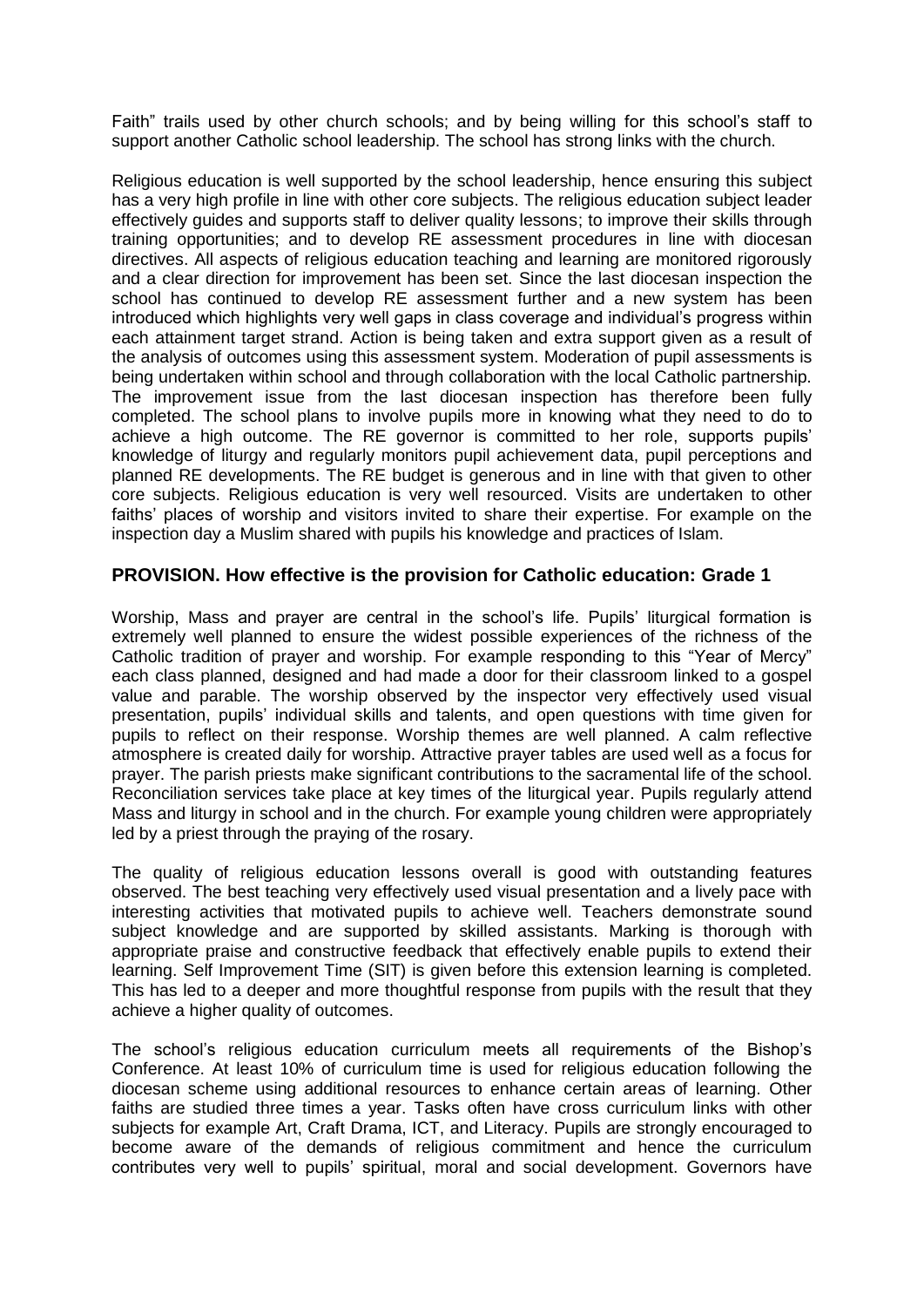Faith" trails used by other church schools; and by being willing for this school's staff to support another Catholic school leadership. The school has strong links with the church.

Religious education is well supported by the school leadership, hence ensuring this subject has a very high profile in line with other core subjects. The religious education subject leader effectively guides and supports staff to deliver quality lessons; to improve their skills through training opportunities; and to develop RE assessment procedures in line with diocesan directives. All aspects of religious education teaching and learning are monitored rigorously and a clear direction for improvement has been set. Since the last diocesan inspection the school has continued to develop RE assessment further and a new system has been introduced which highlights very well gaps in class coverage and individual's progress within each attainment target strand. Action is being taken and extra support given as a result of the analysis of outcomes using this assessment system. Moderation of pupil assessments is being undertaken within school and through collaboration with the local Catholic partnership. The improvement issue from the last diocesan inspection has therefore been fully completed. The school plans to involve pupils more in knowing what they need to do to achieve a high outcome. The RE governor is committed to her role, supports pupils' knowledge of liturgy and regularly monitors pupil achievement data, pupil perceptions and planned RE developments. The RE budget is generous and in line with that given to other core subjects. Religious education is very well resourced. Visits are undertaken to other faiths' places of worship and visitors invited to share their expertise. For example on the inspection day a Muslim shared with pupils his knowledge and practices of Islam.

## PROVISION. How effective is the provision for Catholic education: Grade 1

Worship, Mass and prayer are central in the school's life. Pupils' liturgical formation is extremely well planned to ensure the widest possible experiences of the richness of the Catholic tradition of prayer and worship. For example responding to this "Year of Mercy" each class planned, designed and had made a door for their classroom linked to a gospel value and parable. The worship observed by the inspector very effectively used visual presentation, pupils' individual skills and talents, and open questions with time given for pupils to reflect on their response. Worship themes are well planned. A calm reflective atmosphere is created daily for worship. Attractive prayer tables are used well as a focus for prayer. The parish priests make significant contributions to the sacramental life of the school. Reconciliation services take place at key times of the liturgical year. Pupils regularly attend Mass and liturgy in school and in the church. For example young children were appropriately led by a priest through the praying of the rosary.

The quality of religious education lessons overall is good with outstanding features observed. The best teaching very effectively used visual presentation and a lively pace with interesting activities that motivated pupils to achieve well. Teachers demonstrate sound subject knowledge and are supported by skilled assistants. Marking is thorough with appropriate praise and constructive feedback that effectively enable pupils to extend their learning. Self Improvement Time (SIT) is given before this extension learning is completed. This has led to a deeper and more thoughtful response from pupils with the result that they achieve a higher quality of outcomes.

The school's religious education curriculum meets all requirements of the Bishop's Conference. At least 10% of curriculum time is used for religious education following the diocesan scheme using additional resources to enhance certain areas of learning. Other faiths are studied three times a year. Tasks often have cross curriculum links with other subjects for example Art, Craft Drama, ICT, and Literacy. Pupils are strongly encouraged to become aware of the demands of religious commitment and hence the curriculum contributes very well to pupils' spiritual, moral and social development. Governors have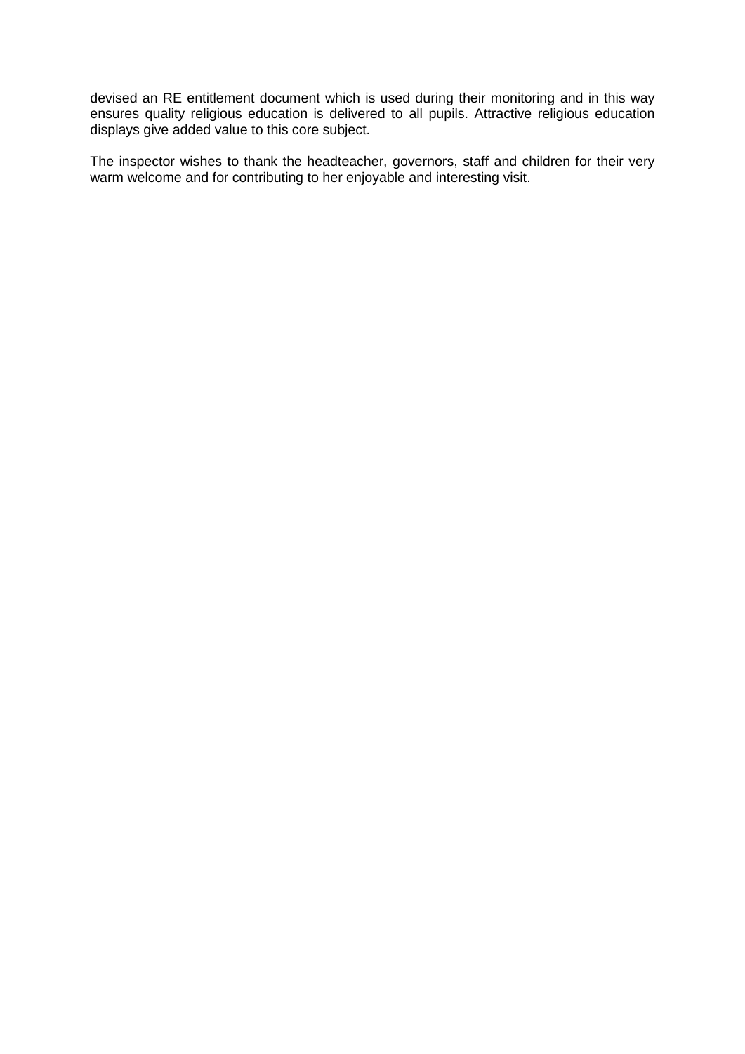devised an RE entitlement document which is used during their monitoring and in this way ensures quality religious education is delivered to all pupils. Attractive religious education displays give added value to this core subject.

The inspector wishes to thank the headteacher, governors, staff and children for their very warm welcome and for contributing to her enjoyable and interesting visit.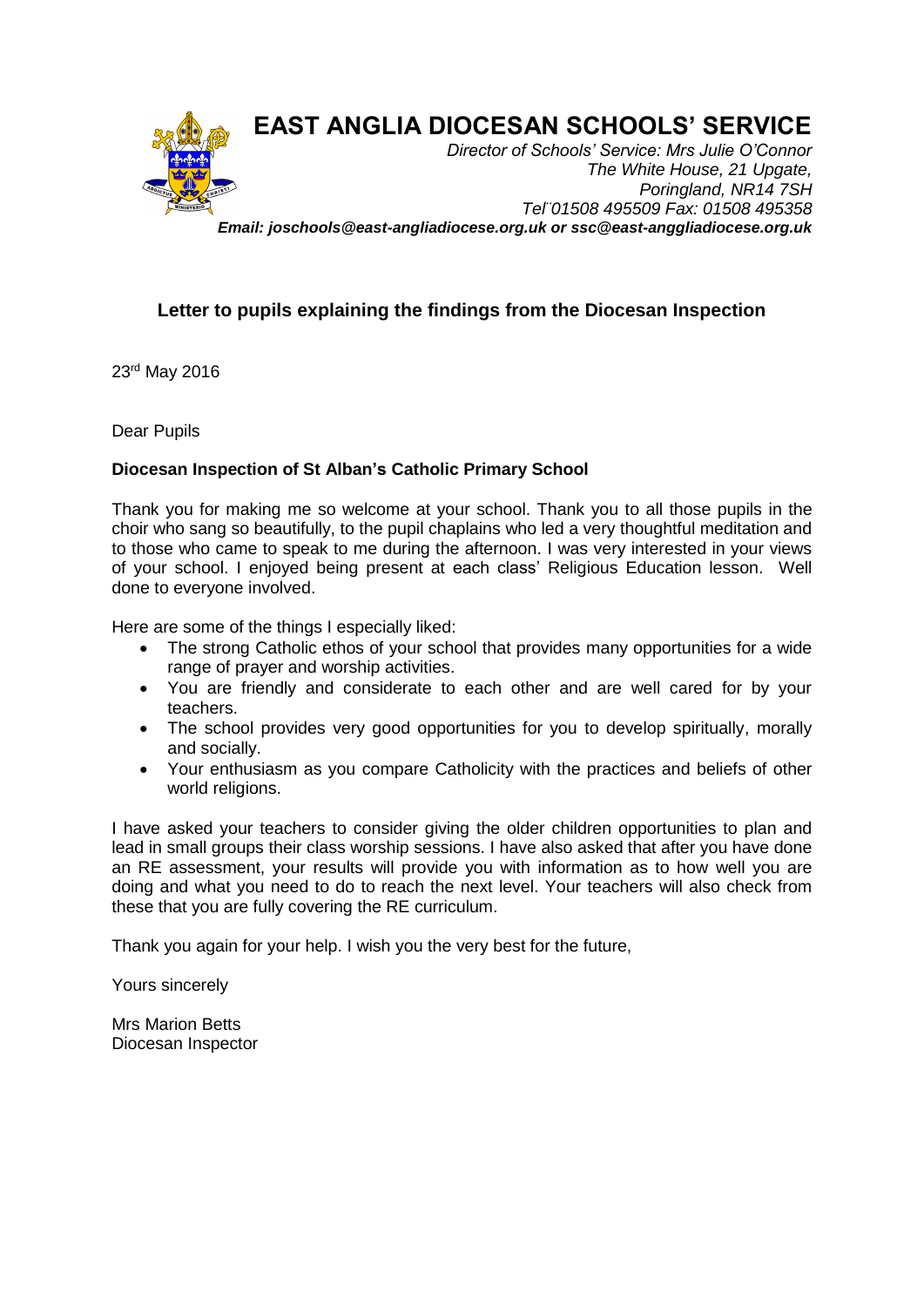# EAST ANGLIA DIOCESAN SCHOOLS' SERVICE

*Director of Schools' Service: Mrs Julie O'Connor*
*The White House, 21 Upgate,*
*Poringland, NR14 7SH*
*Tel¨01508 495509 Fax: 01508 495358*
***Email: joschools@east-angliadiocese.org.uk or ssc@east-anggliadiocese.org.uk***

## Letter to pupils explaining the findings from the Diocesan Inspection

23rd May 2016

Dear Pupils

**Diocesan Inspection of St Alban's Catholic Primary School**

Thank you for making me so welcome at your school. Thank you to all those pupils in the choir who sang so beautifully, to the pupil chaplains who led a very thoughtful meditation and to those who came to speak to me during the afternoon. I was very interested in your views of your school. I enjoyed being present at each class' Religious Education lesson. Well done to everyone involved.

Here are some of the things I especially liked:

- The strong Catholic ethos of your school that provides many opportunities for a wide range of prayer and worship activities.
- You are friendly and considerate to each other and are well cared for by your teachers.
- The school provides very good opportunities for you to develop spiritually, morally and socially.
- Your enthusiasm as you compare Catholicity with the practices and beliefs of other world religions.

I have asked your teachers to consider giving the older children opportunities to plan and lead in small groups their class worship sessions. I have also asked that after you have done an RE assessment, your results will provide you with information as to how well you are doing and what you need to do to reach the next level. Your teachers will also check from these that you are fully covering the RE curriculum.

Thank you again for your help. I wish you the very best for the future,

Yours sincerely

Mrs Marion Betts
Diocesan Inspector